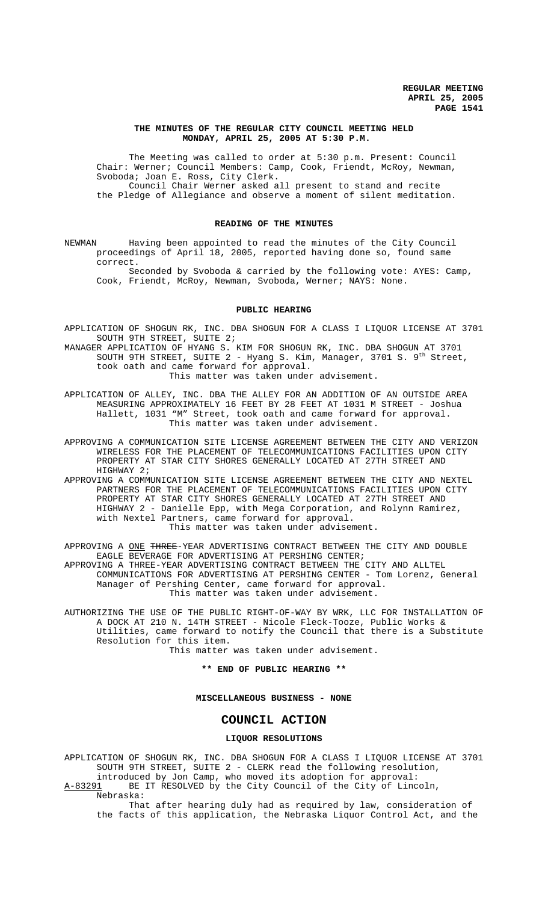**REGULAR MEETING**
**APRIL 25, 2005**

**THE MINUTES OF THE REGULAR CITY COUNCIL MEETING HELD MONDAY, APRIL 25, 2005 AT 5:30 P.M.**

The Meeting was called to order at 5:30 p.m. Present: Council Chair: Werner; Council Members: Camp, Cook, Friendt, McRoy, Newman, Svoboda; Joan E. Ross, City Clerk.

Council Chair Werner asked all present to stand and recite the Pledge of Allegiance and observe a moment of silent meditation.

## READING OF THE MINUTES

NEWMAN Having been appointed to read the minutes of the City Council proceedings of April 18, 2005, reported having done so, found same correct.

Seconded by Svoboda & carried by the following vote: AYES: Camp, Cook, Friendt, McRoy, Newman, Svoboda, Werner; NAYS: None.

## PUBLIC HEARING

APPLICATION OF SHOGUN RK, INC. DBA SHOGUN FOR A CLASS I LIQUOR LICENSE AT 3701 SOUTH 9TH STREET, SUITE 2;

MANAGER APPLICATION OF HYANG S. KIM FOR SHOGUN RK, INC. DBA SHOGUN AT 3701 SOUTH 9TH STREET, SUITE 2 - Hyang S. Kim, Manager, 3701 S. 9th Street, took oath and came forward for approval.
This matter was taken under advisement.

APPLICATION OF ALLEY, INC. DBA THE ALLEY FOR AN ADDITION OF AN OUTSIDE AREA MEASURING APPROXIMATELY 16 FEET BY 28 FEET AT 1031 M STREET - Joshua Hallett, 1031 "M" Street, took oath and came forward for approval.
This matter was taken under advisement.

APPROVING A COMMUNICATION SITE LICENSE AGREEMENT BETWEEN THE CITY AND VERIZON WIRELESS FOR THE PLACEMENT OF TELECOMMUNICATIONS FACILITIES UPON CITY PROPERTY AT STAR CITY SHORES GENERALLY LOCATED AT 27TH STREET AND HIGHWAY 2;

APPROVING A COMMUNICATION SITE LICENSE AGREEMENT BETWEEN THE CITY AND NEXTEL PARTNERS FOR THE PLACEMENT OF TELECOMMUNICATIONS FACILITIES UPON CITY PROPERTY AT STAR CITY SHORES GENERALLY LOCATED AT 27TH STREET AND HIGHWAY 2 - Danielle Epp, with Mega Corporation, and Rolynn Ramirez, with Nextel Partners, came forward for approval.
This matter was taken under advisement.

APPROVING A <u>ONE</u> ~~THREE~~-YEAR ADVERTISING CONTRACT BETWEEN THE CITY AND DOUBLE EAGLE BEVERAGE FOR ADVERTISING AT PERSHING CENTER;

APPROVING A THREE-YEAR ADVERTISING CONTRACT BETWEEN THE CITY AND ALLTEL COMMUNICATIONS FOR ADVERTISING AT PERSHING CENTER - Tom Lorenz, General Manager of Pershing Center, came forward for approval.
This matter was taken under advisement.

AUTHORIZING THE USE OF THE PUBLIC RIGHT-OF-WAY BY WRK, LLC FOR INSTALLATION OF A DOCK AT 210 N. 14TH STREET - Nicole Fleck-Tooze, Public Works & Utilities, came forward to notify the Council that there is a Substitute Resolution for this item.
This matter was taken under advisement.

**\*\* END OF PUBLIC HEARING \*\***

**MISCELLANEOUS BUSINESS - NONE**

# COUNCIL ACTION

## LIQUOR RESOLUTIONS

APPLICATION OF SHOGUN RK, INC. DBA SHOGUN FOR A CLASS I LIQUOR LICENSE AT 3701 SOUTH 9TH STREET, SUITE 2 - CLERK read the following resolution, introduced by Jon Camp, who moved its adoption for approval:

<u>A-83291</u> BE IT RESOLVED by the City Council of the City of Lincoln, Nebraska:

That after hearing duly had as required by law, consideration of the facts of this application, the Nebraska Liquor Control Act, and the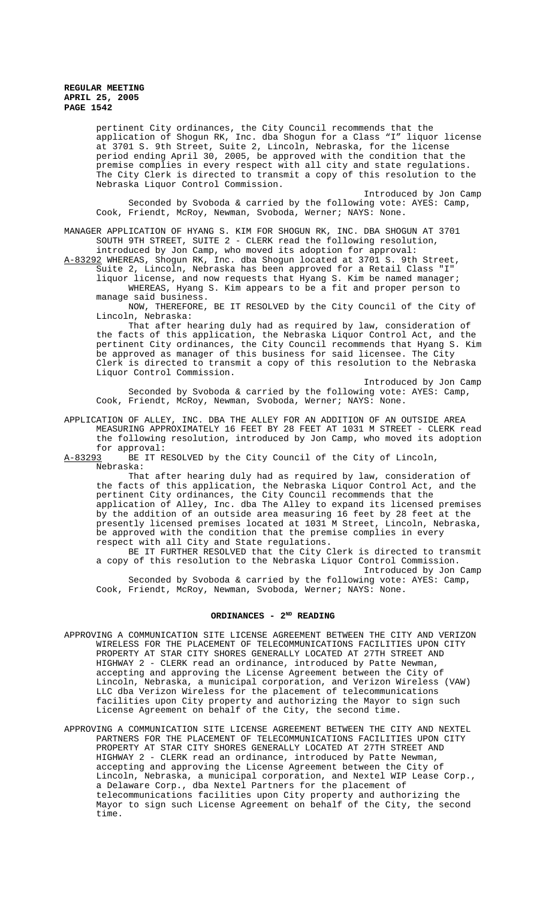pertinent City ordinances, the City Council recommends that the application of Shogun RK, Inc. dba Shogun for a Class "I" liquor license at 3701 S. 9th Street, Suite 2, Lincoln, Nebraska, for the license period ending April 30, 2005, be approved with the condition that the premise complies in every respect with all city and state regulations. The City Clerk is directed to transmit a copy of this resolution to the Nebraska Liquor Control Commission.

Introduced by Jon Camp

Seconded by Svoboda & carried by the following vote: AYES: Camp, Cook, Friendt, McRoy, Newman, Svoboda, Werner; NAYS: None.

MANAGER APPLICATION OF HYANG S. KIM FOR SHOGUN RK, INC. DBA SHOGUN AT 3701 SOUTH 9TH STREET, SUITE 2 - CLERK read the following resolution, introduced by Jon Camp, who moved its adoption for approval:

A-83292 WHEREAS, Shogun RK, Inc. dba Shogun located at 3701 S. 9th Street, Suite 2, Lincoln, Nebraska has been approved for a Retail Class "I" liquor license, and now requests that Hyang S. Kim be named manager;

WHEREAS, Hyang S. Kim appears to be a fit and proper person to manage said business.

NOW, THEREFORE, BE IT RESOLVED by the City Council of the City of Lincoln, Nebraska:

That after hearing duly had as required by law, consideration of the facts of this application, the Nebraska Liquor Control Act, and the pertinent City ordinances, the City Council recommends that Hyang S. Kim be approved as manager of this business for said licensee. The City Clerk is directed to transmit a copy of this resolution to the Nebraska Liquor Control Commission.

Introduced by Jon Camp

Seconded by Svoboda & carried by the following vote: AYES: Camp, Cook, Friendt, McRoy, Newman, Svoboda, Werner; NAYS: None.

APPLICATION OF ALLEY, INC. DBA THE ALLEY FOR AN ADDITION OF AN OUTSIDE AREA MEASURING APPROXIMATELY 16 FEET BY 28 FEET AT 1031 M STREET - CLERK read the following resolution, introduced by Jon Camp, who moved its adoption for approval:

A-83293 BE IT RESOLVED by the City Council of the City of Lincoln, Nebraska:

That after hearing duly had as required by law, consideration of the facts of this application, the Nebraska Liquor Control Act, and the pertinent City ordinances, the City Council recommends that the application of Alley, Inc. dba The Alley to expand its licensed premises by the addition of an outside area measuring 16 feet by 28 feet at the presently licensed premises located at 1031 M Street, Lincoln, Nebraska, be approved with the condition that the premise complies in every respect with all City and State regulations.

BE IT FURTHER RESOLVED that the City Clerk is directed to transmit a copy of this resolution to the Nebraska Liquor Control Commission.

Introduced by Jon Camp

Seconded by Svoboda & carried by the following vote: AYES: Camp, Cook, Friendt, McRoy, Newman, Svoboda, Werner; NAYS: None.

## ORDINANCES - 2ND READING

APPROVING A COMMUNICATION SITE LICENSE AGREEMENT BETWEEN THE CITY AND VERIZON WIRELESS FOR THE PLACEMENT OF TELECOMMUNICATIONS FACILITIES UPON CITY PROPERTY AT STAR CITY SHORES GENERALLY LOCATED AT 27TH STREET AND HIGHWAY 2 - CLERK read an ordinance, introduced by Patte Newman, accepting and approving the License Agreement between the City of Lincoln, Nebraska, a municipal corporation, and Verizon Wireless (VAW) LLC dba Verizon Wireless for the placement of telecommunications facilities upon City property and authorizing the Mayor to sign such License Agreement on behalf of the City, the second time.

APPROVING A COMMUNICATION SITE LICENSE AGREEMENT BETWEEN THE CITY AND NEXTEL PARTNERS FOR THE PLACEMENT OF TELECOMMUNICATIONS FACILITIES UPON CITY PROPERTY AT STAR CITY SHORES GENERALLY LOCATED AT 27TH STREET AND HIGHWAY 2 - CLERK read an ordinance, introduced by Patte Newman, accepting and approving the License Agreement between the City of Lincoln, Nebraska, a municipal corporation, and Nextel WIP Lease Corp., a Delaware Corp., dba Nextel Partners for the placement of telecommunications facilities upon City property and authorizing the Mayor to sign such License Agreement on behalf of the City, the second time.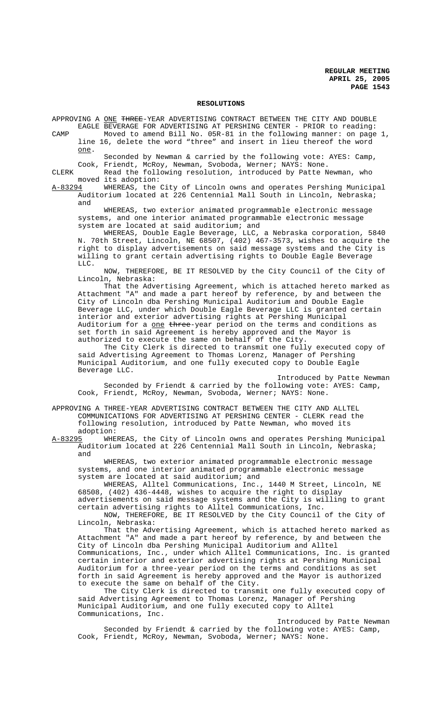## RESOLUTIONS

APPROVING A ONE ~~THREE~~-YEAR ADVERTISING CONTRACT BETWEEN THE CITY AND DOUBLE EAGLE BEVERAGE FOR ADVERTISING AT PERSHING CENTER - PRIOR to reading:

CAMP Moved to amend Bill No. 05R-81 in the following manner: on page 1, line 16, delete the word "three" and insert in lieu thereof the word one.

Seconded by Newman & carried by the following vote: AYES: Camp, Cook, Friendt, McRoy, Newman, Svoboda, Werner; NAYS: None.

CLERK Read the following resolution, introduced by Patte Newman, who moved its adoption:

A-83294 WHEREAS, the City of Lincoln owns and operates Pershing Municipal Auditorium located at 226 Centennial Mall South in Lincoln, Nebraska; and

WHEREAS, two exterior animated programmable electronic message systems, and one interior animated programmable electronic message system are located at said auditorium; and

WHEREAS, Double Eagle Beverage, LLC, a Nebraska corporation, 5840 N. 70th Street, Lincoln, NE 68507, (402) 467-3573, wishes to acquire the right to display advertisements on said message systems and the City is willing to grant certain advertising rights to Double Eagle Beverage LLC.

NOW, THEREFORE, BE IT RESOLVED by the City Council of the City of Lincoln, Nebraska:

That the Advertising Agreement, which is attached hereto marked as Attachment "A" and made a part hereof by reference, by and between the City of Lincoln dba Pershing Municipal Auditorium and Double Eagle Beverage LLC, under which Double Eagle Beverage LLC is granted certain interior and exterior advertising rights at Pershing Municipal Auditorium for a one ~~three~~-year period on the terms and conditions as set forth in said Agreement is hereby approved and the Mayor is authorized to execute the same on behalf of the City.

The City Clerk is directed to transmit one fully executed copy of said Advertising Agreement to Thomas Lorenz, Manager of Pershing Municipal Auditorium, and one fully executed copy to Double Eagle Beverage LLC.

Introduced by Patte Newman

Seconded by Friendt & carried by the following vote: AYES: Camp, Cook, Friendt, McRoy, Newman, Svoboda, Werner; NAYS: None.

APPROVING A THREE-YEAR ADVERTISING CONTRACT BETWEEN THE CITY AND ALLTEL COMMUNICATIONS FOR ADVERTISING AT PERSHING CENTER - CLERK read the following resolution, introduced by Patte Newman, who moved its adoption:

A-83295 WHEREAS, the City of Lincoln owns and operates Pershing Municipal Auditorium located at 226 Centennial Mall South in Lincoln, Nebraska; and

WHEREAS, two exterior animated programmable electronic message systems, and one interior animated programmable electronic message system are located at said auditorium; and

WHEREAS, Alltel Communications, Inc., 1440 M Street, Lincoln, NE 68508, (402) 436-4448, wishes to acquire the right to display advertisements on said message systems and the City is willing to grant certain advertising rights to Alltel Communications, Inc.

NOW, THEREFORE, BE IT RESOLVED by the City Council of the City of Lincoln, Nebraska:

That the Advertising Agreement, which is attached hereto marked as Attachment "A" and made a part hereof by reference, by and between the City of Lincoln dba Pershing Municipal Auditorium and Alltel Communications, Inc., under which Alltel Communications, Inc. is granted certain interior and exterior advertising rights at Pershing Municipal Auditorium for a three-year period on the terms and conditions as set forth in said Agreement is hereby approved and the Mayor is authorized to execute the same on behalf of the City.

The City Clerk is directed to transmit one fully executed copy of said Advertising Agreement to Thomas Lorenz, Manager of Pershing Municipal Auditorium, and one fully executed copy to Alltel Communications, Inc.

Introduced by Patte Newman

Seconded by Friendt & carried by the following vote: AYES: Camp, Cook, Friendt, McRoy, Newman, Svoboda, Werner; NAYS: None.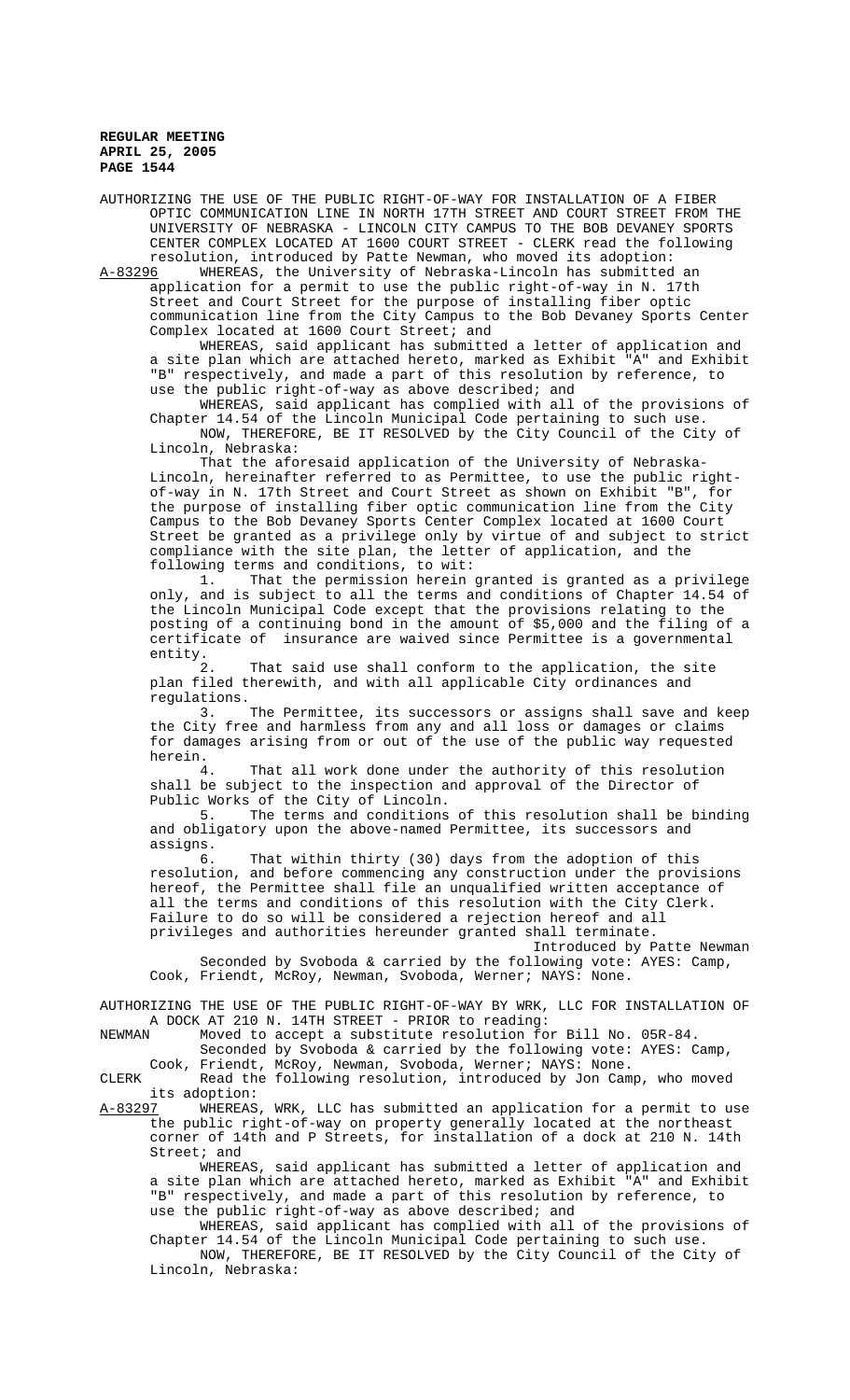AUTHORIZING THE USE OF THE PUBLIC RIGHT-OF-WAY FOR INSTALLATION OF A FIBER OPTIC COMMUNICATION LINE IN NORTH 17TH STREET AND COURT STREET FROM THE UNIVERSITY OF NEBRASKA - LINCOLN CITY CAMPUS TO THE BOB DEVANEY SPORTS CENTER COMPLEX LOCATED AT 1600 COURT STREET - CLERK read the following resolution, introduced by Patte Newman, who moved its adoption:

A-83296 WHEREAS, the University of Nebraska-Lincoln has submitted an application for a permit to use the public right-of-way in N. 17th Street and Court Street for the purpose of installing fiber optic communication line from the City Campus to the Bob Devaney Sports Center Complex located at 1600 Court Street; and

WHEREAS, said applicant has submitted a letter of application and a site plan which are attached hereto, marked as Exhibit "A" and Exhibit "B" respectively, and made a part of this resolution by reference, to use the public right-of-way as above described; and

WHEREAS, said applicant has complied with all of the provisions of Chapter 14.54 of the Lincoln Municipal Code pertaining to such use.

NOW, THEREFORE, BE IT RESOLVED by the City Council of the City of Lincoln, Nebraska:

That the aforesaid application of the University of Nebraska-Lincoln, hereinafter referred to as Permittee, to use the public right-of-way in N. 17th Street and Court Street as shown on Exhibit "B", for the purpose of installing fiber optic communication line from the City Campus to the Bob Devaney Sports Center Complex located at 1600 Court Street be granted as a privilege only by virtue of and subject to strict compliance with the site plan, the letter of application, and the following terms and conditions, to wit:

1. That the permission herein granted is granted as a privilege only, and is subject to all the terms and conditions of Chapter 14.54 of the Lincoln Municipal Code except that the provisions relating to the posting of a continuing bond in the amount of $5,000 and the filing of a certificate of insurance are waived since Permittee is a governmental entity.

2. That said use shall conform to the application, the site plan filed therewith, and with all applicable City ordinances and regulations.

3. The Permittee, its successors or assigns shall save and keep the City free and harmless from any and all loss or damages or claims for damages arising from or out of the use of the public way requested herein.

4. That all work done under the authority of this resolution shall be subject to the inspection and approval of the Director of Public Works of the City of Lincoln.

5. The terms and conditions of this resolution shall be binding and obligatory upon the above-named Permittee, its successors and assigns.

6. That within thirty (30) days from the adoption of this resolution, and before commencing any construction under the provisions hereof, the Permittee shall file an unqualified written acceptance of all the terms and conditions of this resolution with the City Clerk. Failure to do so will be considered a rejection hereof and all privileges and authorities hereunder granted shall terminate.

Introduced by Patte Newman

Seconded by Svoboda & carried by the following vote: AYES: Camp, Cook, Friendt, McRoy, Newman, Svoboda, Werner; NAYS: None.

AUTHORIZING THE USE OF THE PUBLIC RIGHT-OF-WAY BY WRK, LLC FOR INSTALLATION OF A DOCK AT 210 N. 14TH STREET - PRIOR to reading:

NEWMAN Moved to accept a substitute resolution for Bill No. 05R-84.

Seconded by Svoboda & carried by the following vote: AYES: Camp, Cook, Friendt, McRoy, Newman, Svoboda, Werner; NAYS: None.

CLERK Read the following resolution, introduced by Jon Camp, who moved its adoption:

A-83297 WHEREAS, WRK, LLC has submitted an application for a permit to use the public right-of-way on property generally located at the northeast corner of 14th and P Streets, for installation of a dock at 210 N. 14th Street; and

WHEREAS, said applicant has submitted a letter of application and a site plan which are attached hereto, marked as Exhibit "A" and Exhibit "B" respectively, and made a part of this resolution by reference, to use the public right-of-way as above described; and

WHEREAS, said applicant has complied with all of the provisions of Chapter 14.54 of the Lincoln Municipal Code pertaining to such use.

NOW, THEREFORE, BE IT RESOLVED by the City Council of the City of Lincoln, Nebraska: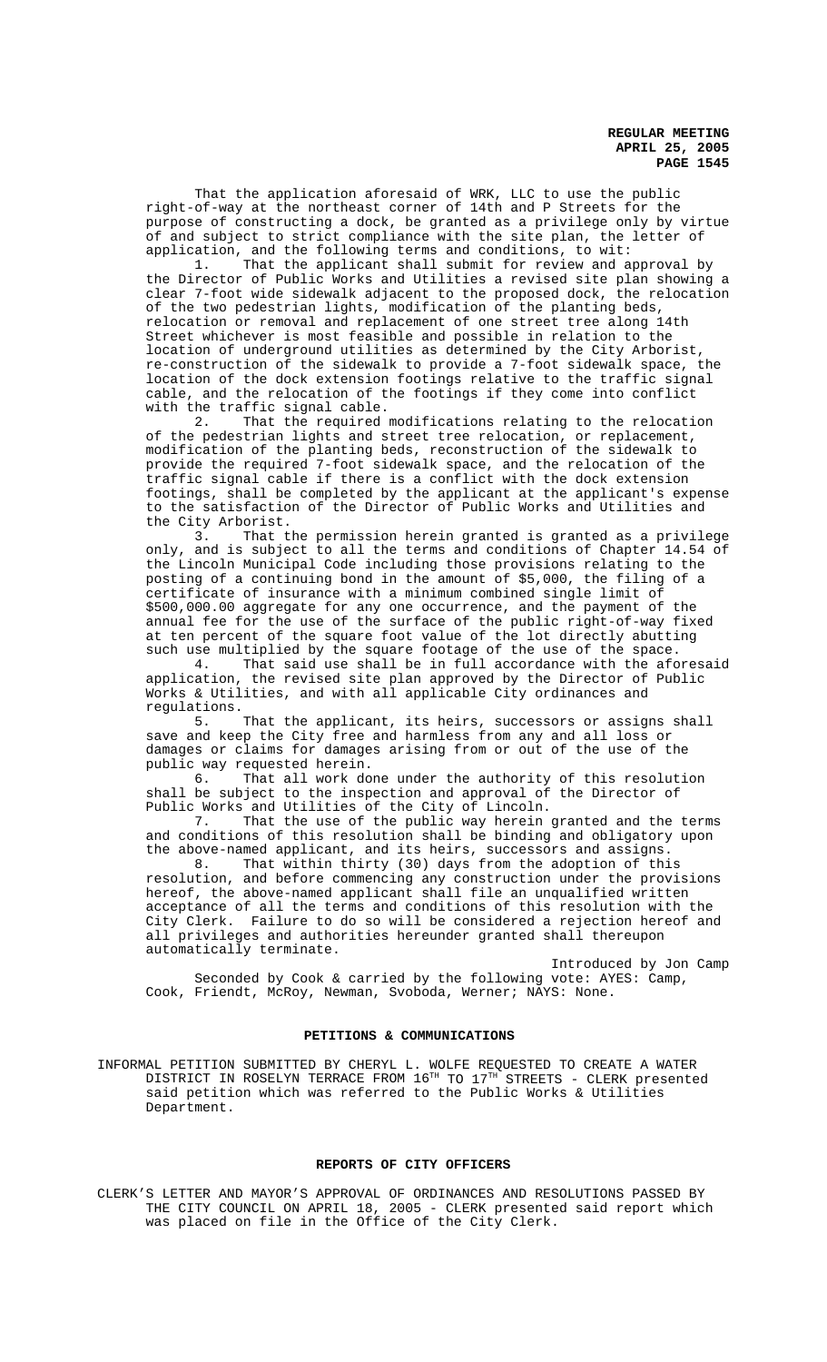That the application aforesaid of WRK, LLC to use the public right-of-way at the northeast corner of 14th and P Streets for the purpose of constructing a dock, be granted as a privilege only by virtue of and subject to strict compliance with the site plan, the letter of application, and the following terms and conditions, to wit:

1. That the applicant shall submit for review and approval by the Director of Public Works and Utilities a revised site plan showing a clear 7-foot wide sidewalk adjacent to the proposed dock, the relocation of the two pedestrian lights, modification of the planting beds, relocation or removal and replacement of one street tree along 14th Street whichever is most feasible and possible in relation to the location of underground utilities as determined by the City Arborist, re-construction of the sidewalk to provide a 7-foot sidewalk space, the location of the dock extension footings relative to the traffic signal cable, and the relocation of the footings if they come into conflict with the traffic signal cable.

2. That the required modifications relating to the relocation of the pedestrian lights and street tree relocation, or replacement, modification of the planting beds, reconstruction of the sidewalk to provide the required 7-foot sidewalk space, and the relocation of the traffic signal cable if there is a conflict with the dock extension footings, shall be completed by the applicant at the applicant's expense to the satisfaction of the Director of Public Works and Utilities and the City Arborist.

3. That the permission herein granted is granted as a privilege only, and is subject to all the terms and conditions of Chapter 14.54 of the Lincoln Municipal Code including those provisions relating to the posting of a continuing bond in the amount of $5,000, the filing of a certificate of insurance with a minimum combined single limit of $500,000.00 aggregate for any one occurrence, and the payment of the annual fee for the use of the surface of the public right-of-way fixed at ten percent of the square foot value of the lot directly abutting such use multiplied by the square footage of the use of the space.

4. That said use shall be in full accordance with the aforesaid application, the revised site plan approved by the Director of Public Works & Utilities, and with all applicable City ordinances and regulations.

5. That the applicant, its heirs, successors or assigns shall save and keep the City free and harmless from any and all loss or damages or claims for damages arising from or out of the use of the public way requested herein.

6. That all work done under the authority of this resolution shall be subject to the inspection and approval of the Director of Public Works and Utilities of the City of Lincoln.

7. That the use of the public way herein granted and the terms and conditions of this resolution shall be binding and obligatory upon the above-named applicant, and its heirs, successors and assigns.

8. That within thirty (30) days from the adoption of this resolution, and before commencing any construction under the provisions hereof, the above-named applicant shall file an unqualified written acceptance of all the terms and conditions of this resolution with the City Clerk. Failure to do so will be considered a rejection hereof and all privileges and authorities hereunder granted shall thereupon automatically terminate.

Introduced by Jon Camp

Seconded by Cook & carried by the following vote: AYES: Camp, Cook, Friendt, McRoy, Newman, Svoboda, Werner; NAYS: None.

## PETITIONS & COMMUNICATIONS

INFORMAL PETITION SUBMITTED BY CHERYL L. WOLFE REQUESTED TO CREATE A WATER DISTRICT IN ROSELYN TERRACE FROM 16TH TO 17TH STREETS - CLERK presented said petition which was referred to the Public Works & Utilities Department.

## REPORTS OF CITY OFFICERS

CLERK'S LETTER AND MAYOR'S APPROVAL OF ORDINANCES AND RESOLUTIONS PASSED BY THE CITY COUNCIL ON APRIL 18, 2005 - CLERK presented said report which was placed on file in the Office of the City Clerk.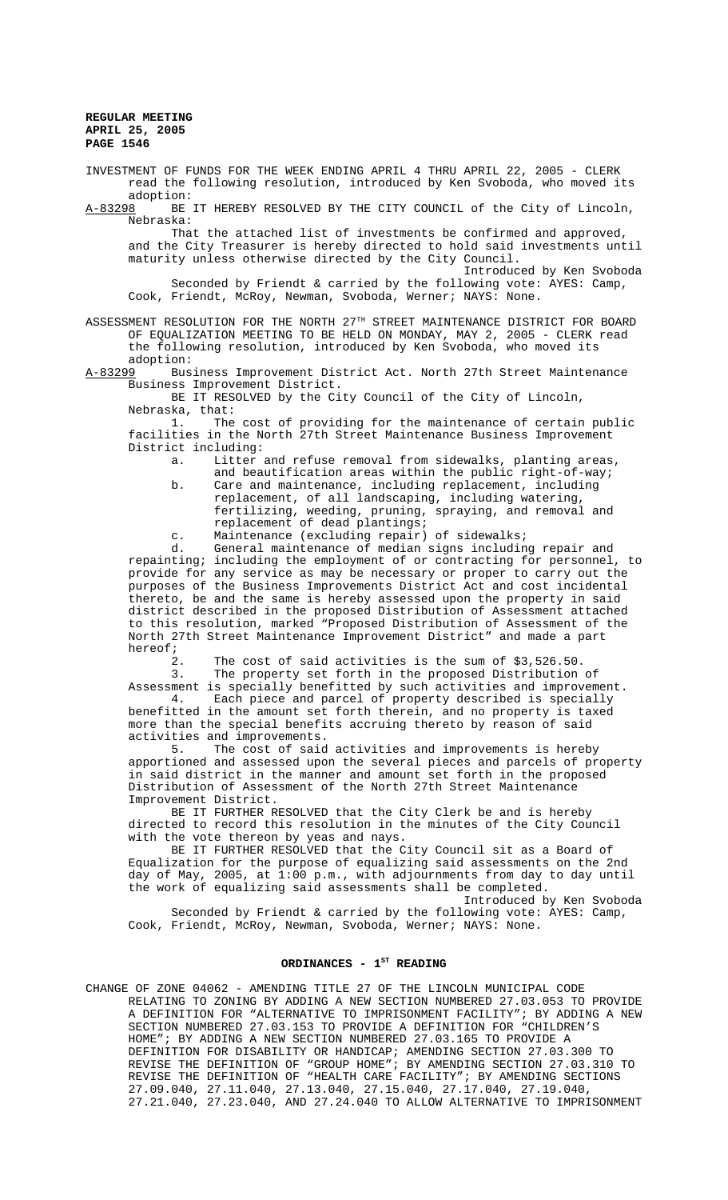INVESTMENT OF FUNDS FOR THE WEEK ENDING APRIL 4 THRU APRIL 22, 2005 - CLERK read the following resolution, introduced by Ken Svoboda, who moved its adoption:

A-83298 BE IT HEREBY RESOLVED BY THE CITY COUNCIL of the City of Lincoln, Nebraska:

That the attached list of investments be confirmed and approved, and the City Treasurer is hereby directed to hold said investments until maturity unless otherwise directed by the City Council.

Introduced by Ken Svoboda

Seconded by Friendt & carried by the following vote: AYES: Camp, Cook, Friendt, McRoy, Newman, Svoboda, Werner; NAYS: None.

ASSESSMENT RESOLUTION FOR THE NORTH 27TH STREET MAINTENANCE DISTRICT FOR BOARD OF EQUALIZATION MEETING TO BE HELD ON MONDAY, MAY 2, 2005 - CLERK read the following resolution, introduced by Ken Svoboda, who moved its adoption:

A-83299 Business Improvement District Act. North 27th Street Maintenance Business Improvement District.

BE IT RESOLVED by the City Council of the City of Lincoln, Nebraska, that:

1. The cost of providing for the maintenance of certain public facilities in the North 27th Street Maintenance Business Improvement District including:

   a. Litter and refuse removal from sidewalks, planting areas, and beautification areas within the public right-of-way;
   b. Care and maintenance, including replacement, including replacement, of all landscaping, including watering, fertilizing, weeding, pruning, spraying, and removal and replacement of dead plantings;
   c. Maintenance (excluding repair) of sidewalks;
   d. General maintenance of median signs including repair and repainting; including the employment of or contracting for personnel, to provide for any service as may be necessary or proper to carry out the purposes of the Business Improvements District Act and cost incidental thereto, be and the same is hereby assessed upon the property in said district described in the proposed Distribution of Assessment attached to this resolution, marked "Proposed Distribution of Assessment of the North 27th Street Maintenance Improvement District" and made a part hereof;

2. The cost of said activities is the sum of $3,526.50.

3. The property set forth in the proposed Distribution of Assessment is specially benefitted by such activities and improvement.

4. Each piece and parcel of property described is specially benefitted in the amount set forth therein, and no property is taxed more than the special benefits accruing thereto by reason of said activities and improvements.

5. The cost of said activities and improvements is hereby apportioned and assessed upon the several pieces and parcels of property in said district in the manner and amount set forth in the proposed Distribution of Assessment of the North 27th Street Maintenance Improvement District.

BE IT FURTHER RESOLVED that the City Clerk be and is hereby directed to record this resolution in the minutes of the City Council with the vote thereon by yeas and nays.

BE IT FURTHER RESOLVED that the City Council sit as a Board of Equalization for the purpose of equalizing said assessments on the 2nd day of May, 2005, at 1:00 p.m., with adjournments from day to day until the work of equalizing said assessments shall be completed.

Introduced by Ken Svoboda

Seconded by Friendt & carried by the following vote: AYES: Camp, Cook, Friendt, McRoy, Newman, Svoboda, Werner; NAYS: None.

## ORDINANCES - 1ST READING

CHANGE OF ZONE 04062 - AMENDING TITLE 27 OF THE LINCOLN MUNICIPAL CODE RELATING TO ZONING BY ADDING A NEW SECTION NUMBERED 27.03.053 TO PROVIDE A DEFINITION FOR "ALTERNATIVE TO IMPRISONMENT FACILITY"; BY ADDING A NEW SECTION NUMBERED 27.03.153 TO PROVIDE A DEFINITION FOR "CHILDREN'S HOME"; BY ADDING A NEW SECTION NUMBERED 27.03.165 TO PROVIDE A DEFINITION FOR DISABILITY OR HANDICAP; AMENDING SECTION 27.03.300 TO REVISE THE DEFINITION OF "GROUP HOME"; BY AMENDING SECTION 27.03.310 TO REVISE THE DEFINITION OF "HEALTH CARE FACILITY"; BY AMENDING SECTIONS 27.09.040, 27.11.040, 27.13.040, 27.15.040, 27.17.040, 27.19.040, 27.21.040, 27.23.040, AND 27.24.040 TO ALLOW ALTERNATIVE TO IMPRISONMENT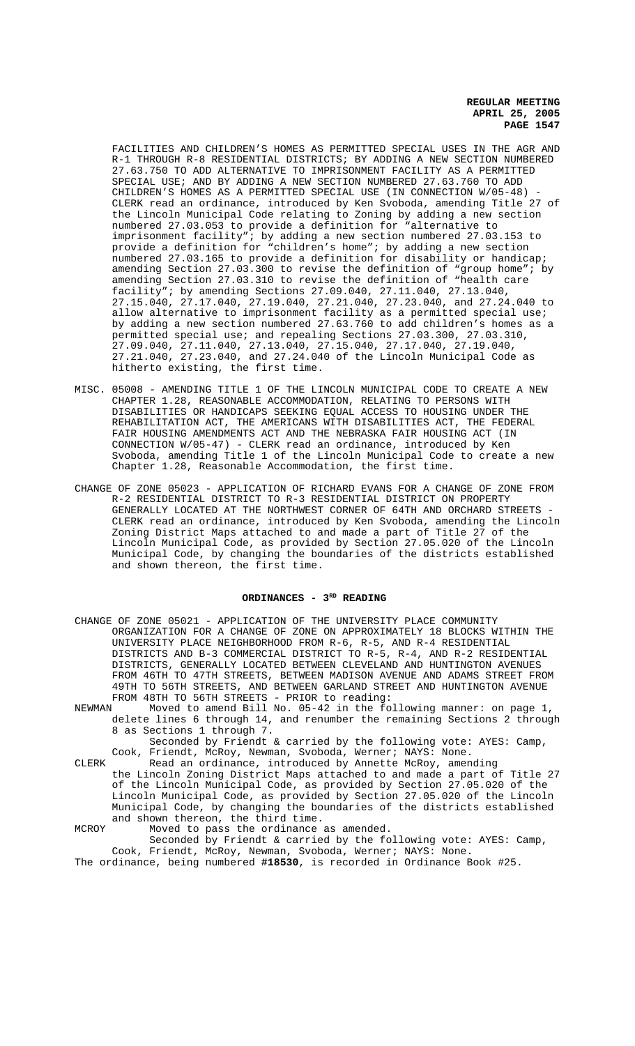FACILITIES AND CHILDREN'S HOMES AS PERMITTED SPECIAL USES IN THE AGR AND R-1 THROUGH R-8 RESIDENTIAL DISTRICTS; BY ADDING A NEW SECTION NUMBERED 27.63.750 TO ADD ALTERNATIVE TO IMPRISONMENT FACILITY AS A PERMITTED SPECIAL USE; AND BY ADDING A NEW SECTION NUMBERED 27.63.760 TO ADD CHILDREN'S HOMES AS A PERMITTED SPECIAL USE (IN CONNECTION W/05-48) - CLERK read an ordinance, introduced by Ken Svoboda, amending Title 27 of the Lincoln Municipal Code relating to Zoning by adding a new section numbered 27.03.053 to provide a definition for "alternative to imprisonment facility"; by adding a new section numbered 27.03.153 to provide a definition for "children's home"; by adding a new section numbered 27.03.165 to provide a definition for disability or handicap; amending Section 27.03.300 to revise the definition of "group home"; by amending Section 27.03.310 to revise the definition of "health care facility"; by amending Sections 27.09.040, 27.11.040, 27.13.040, 27.15.040, 27.17.040, 27.19.040, 27.21.040, 27.23.040, and 27.24.040 to allow alternative to imprisonment facility as a permitted special use; by adding a new section numbered 27.63.760 to add children's homes as a permitted special use; and repealing Sections 27.03.300, 27.03.310, 27.09.040, 27.11.040, 27.13.040, 27.15.040, 27.17.040, 27.19.040, 27.21.040, 27.23.040, and 27.24.040 of the Lincoln Municipal Code as hitherto existing, the first time.

MISC. 05008 - AMENDING TITLE 1 OF THE LINCOLN MUNICIPAL CODE TO CREATE A NEW CHAPTER 1.28, REASONABLE ACCOMMODATION, RELATING TO PERSONS WITH DISABILITIES OR HANDICAPS SEEKING EQUAL ACCESS TO HOUSING UNDER THE REHABILITATION ACT, THE AMERICANS WITH DISABILITIES ACT, THE FEDERAL FAIR HOUSING AMENDMENTS ACT AND THE NEBRASKA FAIR HOUSING ACT (IN CONNECTION W/05-47) - CLERK read an ordinance, introduced by Ken Svoboda, amending Title 1 of the Lincoln Municipal Code to create a new Chapter 1.28, Reasonable Accommodation, the first time.

CHANGE OF ZONE 05023 - APPLICATION OF RICHARD EVANS FOR A CHANGE OF ZONE FROM R-2 RESIDENTIAL DISTRICT TO R-3 RESIDENTIAL DISTRICT ON PROPERTY GENERALLY LOCATED AT THE NORTHWEST CORNER OF 64TH AND ORCHARD STREETS - CLERK read an ordinance, introduced by Ken Svoboda, amending the Lincoln Zoning District Maps attached to and made a part of Title 27 of the Lincoln Municipal Code, as provided by Section 27.05.020 of the Lincoln Municipal Code, by changing the boundaries of the districts established and shown thereon, the first time.

## ORDINANCES - 3RD READING

CHANGE OF ZONE 05021 - APPLICATION OF THE UNIVERSITY PLACE COMMUNITY ORGANIZATION FOR A CHANGE OF ZONE ON APPROXIMATELY 18 BLOCKS WITHIN THE UNIVERSITY PLACE NEIGHBORHOOD FROM R-6, R-5, AND R-4 RESIDENTIAL DISTRICTS AND B-3 COMMERCIAL DISTRICT TO R-5, R-4, AND R-2 RESIDENTIAL DISTRICTS, GENERALLY LOCATED BETWEEN CLEVELAND AND HUNTINGTON AVENUES FROM 46TH TO 47TH STREETS, BETWEEN MADISON AVENUE AND ADAMS STREET FROM 49TH TO 56TH STREETS, AND BETWEEN GARLAND STREET AND HUNTINGTON AVENUE FROM 48TH TO 56TH STREETS - PRIOR to reading:

NEWMAN Moved to amend Bill No. 05-42 in the following manner: on page 1, delete lines 6 through 14, and renumber the remaining Sections 2 through 8 as Sections 1 through 7.
Seconded by Friendt & carried by the following vote: AYES: Camp, Cook, Friendt, McRoy, Newman, Svoboda, Werner; NAYS: None.

CLERK Read an ordinance, introduced by Annette McRoy, amending the Lincoln Zoning District Maps attached to and made a part of Title 27 of the Lincoln Municipal Code, as provided by Section 27.05.020 of the Lincoln Municipal Code, as provided by Section 27.05.020 of the Lincoln Municipal Code, by changing the boundaries of the districts established and shown thereon, the third time.

MCROY Moved to pass the ordinance as amended.
Seconded by Friendt & carried by the following vote: AYES: Camp, Cook, Friendt, McRoy, Newman, Svoboda, Werner; NAYS: None.

The ordinance, being numbered **#18530**, is recorded in Ordinance Book #25.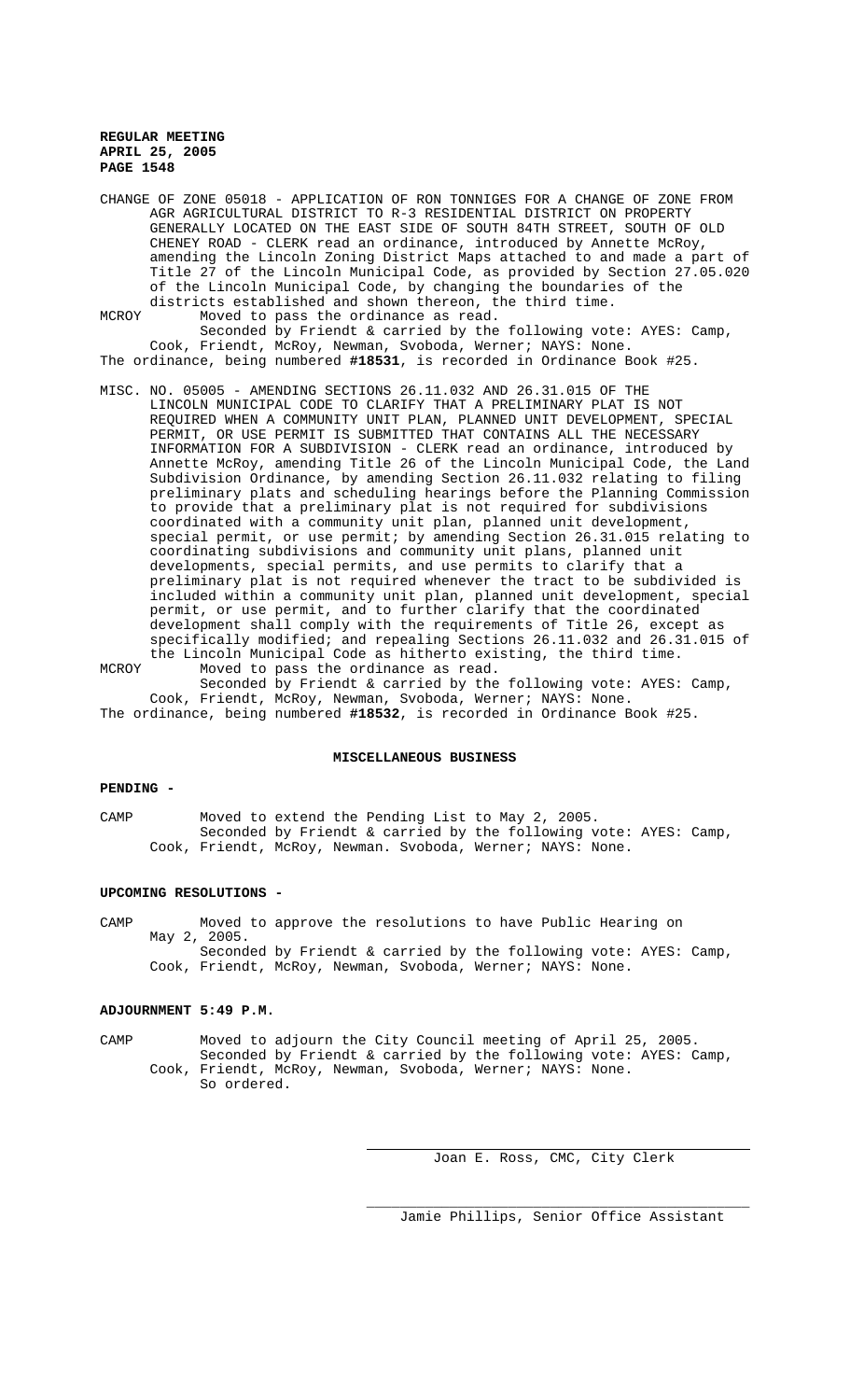CHANGE OF ZONE 05018 - APPLICATION OF RON TONNIGES FOR A CHANGE OF ZONE FROM AGR AGRICULTURAL DISTRICT TO R-3 RESIDENTIAL DISTRICT ON PROPERTY GENERALLY LOCATED ON THE EAST SIDE OF SOUTH 84TH STREET, SOUTH OF OLD CHENEY ROAD - CLERK read an ordinance, introduced by Annette McRoy, amending the Lincoln Zoning District Maps attached to and made a part of Title 27 of the Lincoln Municipal Code, as provided by Section 27.05.020 of the Lincoln Municipal Code, by changing the boundaries of the districts established and shown thereon, the third time.

MCROY Moved to pass the ordinance as read.
Seconded by Friendt & carried by the following vote: AYES: Camp, Cook, Friendt, McRoy, Newman, Svoboda, Werner; NAYS: None.

The ordinance, being numbered **#18531**, is recorded in Ordinance Book #25.

MISC. NO. 05005 - AMENDING SECTIONS 26.11.032 AND 26.31.015 OF THE LINCOLN MUNICIPAL CODE TO CLARIFY THAT A PRELIMINARY PLAT IS NOT REQUIRED WHEN A COMMUNITY UNIT PLAN, PLANNED UNIT DEVELOPMENT, SPECIAL PERMIT, OR USE PERMIT IS SUBMITTED THAT CONTAINS ALL THE NECESSARY INFORMATION FOR A SUBDIVISION - CLERK read an ordinance, introduced by Annette McRoy, amending Title 26 of the Lincoln Municipal Code, the Land Subdivision Ordinance, by amending Section 26.11.032 relating to filing preliminary plats and scheduling hearings before the Planning Commission to provide that a preliminary plat is not required for subdivisions coordinated with a community unit plan, planned unit development, special permit, or use permit; by amending Section 26.31.015 relating to coordinating subdivisions and community unit plans, planned unit developments, special permits, and use permits to clarify that a preliminary plat is not required whenever the tract to be subdivided is included within a community unit plan, planned unit development, special permit, or use permit, and to further clarify that the coordinated development shall comply with the requirements of Title 26, except as specifically modified; and repealing Sections 26.11.032 and 26.31.015 of the Lincoln Municipal Code as hitherto existing, the third time.

MCROY Moved to pass the ordinance as read.
Seconded by Friendt & carried by the following vote: AYES: Camp, Cook, Friendt, McRoy, Newman, Svoboda, Werner; NAYS: None.

The ordinance, being numbered **#18532**, is recorded in Ordinance Book #25.

## MISCELLANEOUS BUSINESS

**PENDING -**

CAMP Moved to extend the Pending List to May 2, 2005.
Seconded by Friendt & carried by the following vote: AYES: Camp, Cook, Friendt, McRoy, Newman. Svoboda, Werner; NAYS: None.

**UPCOMING RESOLUTIONS -**

CAMP Moved to approve the resolutions to have Public Hearing on May 2, 2005.
Seconded by Friendt & carried by the following vote: AYES: Camp, Cook, Friendt, McRoy, Newman, Svoboda, Werner; NAYS: None.

**ADJOURNMENT 5:49 P.M.**

CAMP Moved to adjourn the City Council meeting of April 25, 2005.
Seconded by Friendt & carried by the following vote: AYES: Camp, Cook, Friendt, McRoy, Newman, Svoboda, Werner; NAYS: None.
So ordered.

Joan E. Ross, CMC, City Clerk

Jamie Phillips, Senior Office Assistant